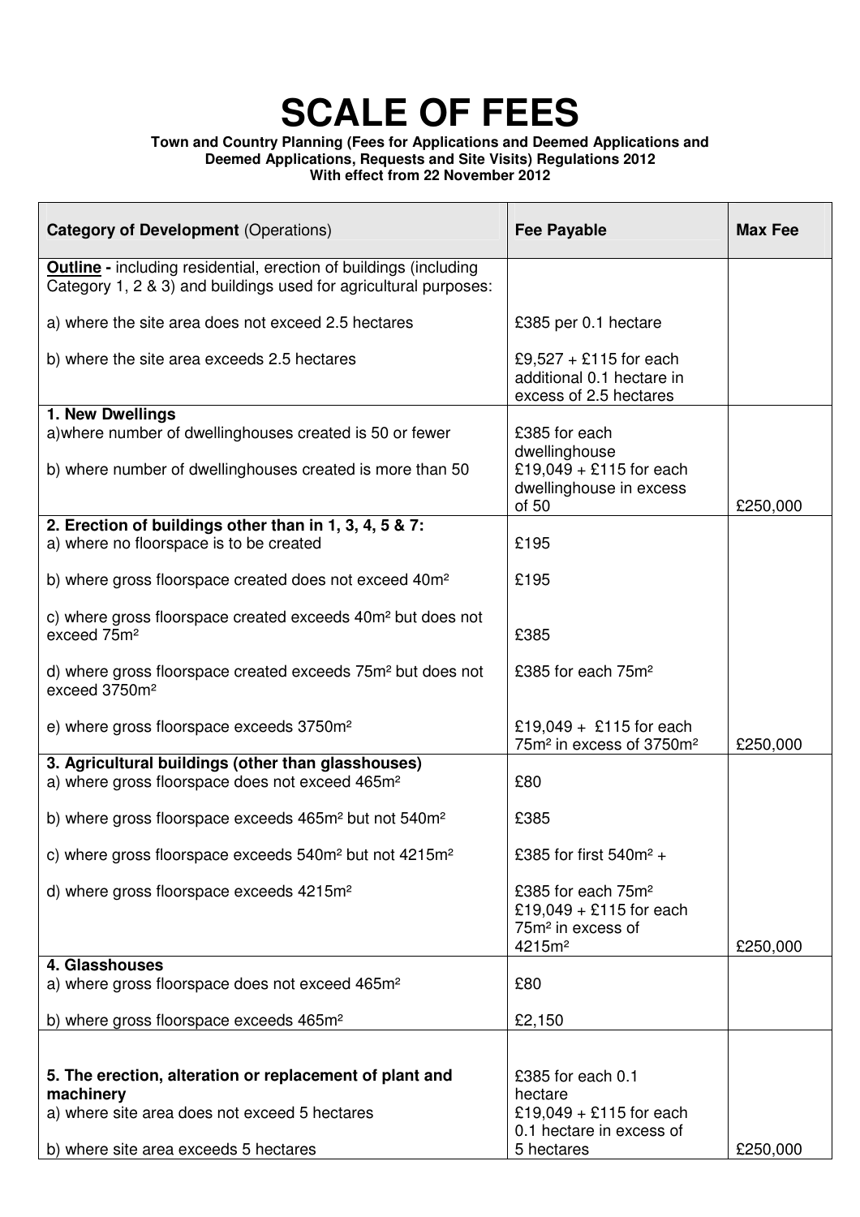# SCALE OF FEES

**Town and Country Planning (Fees for Applications and Deemed Applications and Deemed Applications, Requests and Site Visits) Regulations 2012**
**With effect from 22 November 2012**

| **Category of Development** (Operations) | **Fee Payable** | **Max Fee** |
|---|---|---|
| **Outline** - including residential, erection of buildings (including Category 1, 2 & 3) and buildings used for agricultural purposes: | | |
| a) where the site area does not exceed 2.5 hectares | £385 per 0.1 hectare | |
| b) where the site area exceeds 2.5 hectares | £9,527 + £115 for each additional 0.1 hectare in excess of 2.5 hectares | |
| **1. New Dwellings** | | |
| a) where number of dwellinghouses created is 50 or fewer | £385 for each dwellinghouse | |
| b) where number of dwellinghouses created is more than 50 | £19,049 + £115 for each dwellinghouse in excess of 50 | £250,000 |
| **2. Erection of buildings other than in 1, 3, 4, 5 & 7:** | | |
| a) where no floorspace is to be created | £195 | |
| b) where gross floorspace created does not exceed 40m² | £195 | |
| c) where gross floorspace created exceeds 40m² but does not exceed 75m² | £385 | |
| d) where gross floorspace created exceeds 75m² but does not exceed 3750m² | £385 for each 75m² | |
| e) where gross floorspace exceeds 3750m² | £19,049 + £115 for each 75m² in excess of 3750m² | £250,000 |
| **3. Agricultural buildings (other than glasshouses)** | | |
| a) where gross floorspace does not exceed 465m² | £80 | |
| b) where gross floorspace exceeds 465m² but not 540m² | £385 | |
| c) where gross floorspace exceeds 540m² but not 4215m² | £385 for first 540m² + £385 for each 75m² | |
| d) where gross floorspace exceeds 4215m² | £19,049 + £115 for each 75m² in excess of 4215m² | £250,000 |
| **4. Glasshouses** | | |
| a) where gross floorspace does not exceed 465m² | £80 | |
| b) where gross floorspace exceeds 465m² | £2,150 | |
| **5. The erection, alteration or replacement of plant and machinery** | | |
| a) where site area does not exceed 5 hectares | £385 for each 0.1 hectare | |
| b) where site area exceeds 5 hectares | £19,049 + £115 for each 0.1 hectare in excess of 5 hectares | £250,000 |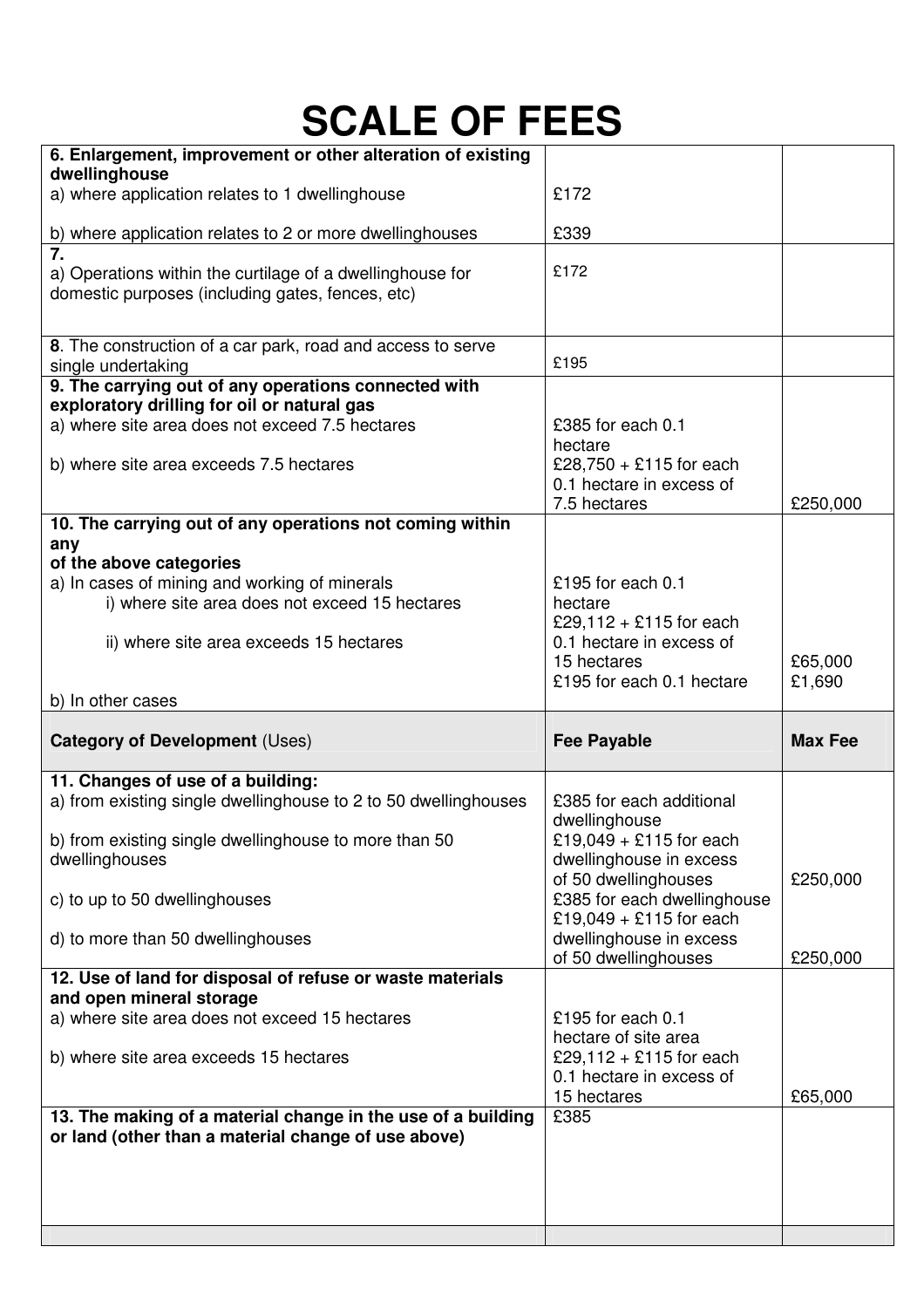# SCALE OF FEES

| | | |
|---|---|---|
| **6. Enlargement, improvement or other alteration of existing dwellinghouse**<br>a) where application relates to 1 dwellinghouse<br><br>b) where application relates to 2 or more dwellinghouses | <br>£172<br><br>£339 | |
| **7.**<br>a) Operations within the curtilage of a dwellinghouse for domestic purposes (including gates, fences, etc) | £172 | |
| **8**. The construction of a car park, road and access to serve single undertaking | £195 | |
| **9. The carrying out of any operations connected with exploratory drilling for oil or natural gas**<br>a) where site area does not exceed 7.5 hectares<br><br>b) where site area exceeds 7.5 hectares | <br>£385 for each 0.1 hectare<br>£28,750 + £115 for each 0.1 hectare in excess of 7.5 hectares | <br><br><br>£250,000 |
| **10. The carrying out of any operations not coming within any of the above categories**<br>a) In cases of mining and working of minerals<br>i) where site area does not exceed 15 hectares<br><br>ii) where site area exceeds 15 hectares<br><br>b) In other cases | <br>£195 for each 0.1 hectare<br>£29,112 + £115 for each 0.1 hectare in excess of 15 hectares<br>£195 for each 0.1 hectare | <br><br><br><br>£65,000<br>£1,690 |
| **Category of Development** (Uses) | **Fee Payable** | **Max Fee** |
| **11. Changes of use of a building:**<br>a) from existing single dwellinghouse to 2 to 50 dwellinghouses<br><br>b) from existing single dwellinghouse to more than 50 dwellinghouses<br><br>c) to up to 50 dwellinghouses<br><br>d) to more than 50 dwellinghouses | <br>£385 for each additional dwellinghouse<br>£19,049 + £115 for each dwellinghouse in excess of 50 dwellinghouses<br>£385 for each dwellinghouse<br>£19,049 + £115 for each dwellinghouse in excess of 50 dwellinghouses | <br><br><br>£250,000<br><br><br>£250,000 |
| **12. Use of land for disposal of refuse or waste materials and open mineral storage**<br>a) where site area does not exceed 15 hectares<br><br>b) where site area exceeds 15 hectares | <br>£195 for each 0.1 hectare of site area<br>£29,112 + £115 for each 0.1 hectare in excess of 15 hectares | <br><br><br>£65,000 |
| **13. The making of a material change in the use of a building or land (other than a material change of use above)** | £385 | |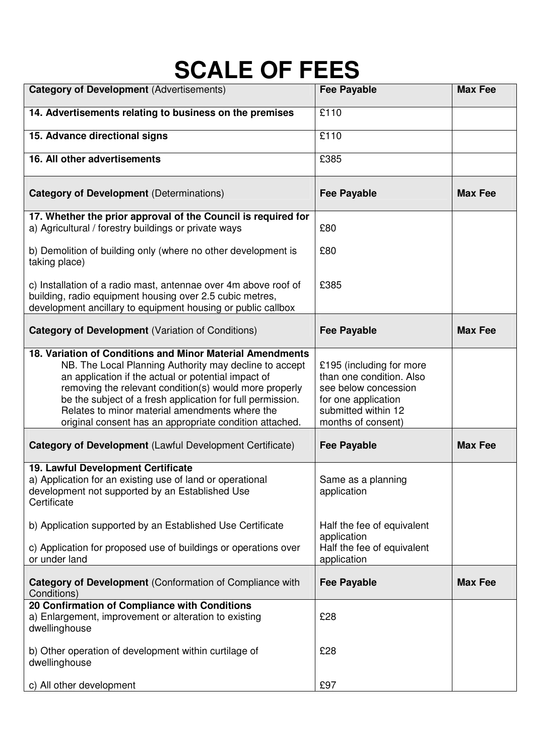# SCALE OF FEES

| **Category of Development** (Advertisements) | **Fee Payable** | **Max Fee** |
|---|---|---|
| **14. Advertisements relating to business on the premises** | £110 | |
| **15. Advance directional signs** | £110 | |
| **16. All other advertisements** | £385 | |
| **Category of Development** (Determinations) | **Fee Payable** | **Max Fee** |
| **17. Whether the prior approval of the Council is required for**<br>a) Agricultural / forestry buildings or private ways<br><br>b) Demolition of building only (where no other development is taking place)<br><br>c) Installation of a radio mast, antennae over 4m above roof of building, radio equipment housing over 2.5 cubic metres, development ancillary to equipment housing or public callbox | <br>£80<br><br>£80<br><br><br>£385 | |
| **Category of Development** (Variation of Conditions) | **Fee Payable** | **Max Fee** |
| **18. Variation of Conditions and Minor Material Amendments**<br>NB. The Local Planning Authority may decline to accept an application if the actual or potential impact of removing the relevant condition(s) would more properly be the subject of a fresh application for full permission. Relates to minor material amendments where the original consent has an appropriate condition attached. | £195 (including for more than one condition. Also see below concession for one application submitted within 12 months of consent) | |
| **Category of Development** (Lawful Development Certificate) | **Fee Payable** | **Max Fee** |
| **19. Lawful Development Certificate**<br>a) Application for an existing use of land or operational development not supported by an Established Use Certificate<br><br>b) Application supported by an Established Use Certificate<br><br>c) Application for proposed use of buildings or operations over or under land | Same as a planning application<br><br><br>Half the fee of equivalent application<br>Half the fee of equivalent application | |
| **Category of Development** (Conformation of Compliance with Conditions) | **Fee Payable** | **Max Fee** |
| **20 Confirmation of Compliance with Conditions**<br>a) Enlargement, improvement or alteration to existing dwellinghouse<br><br>b) Other operation of development within curtilage of dwellinghouse<br><br>c) All other development | £28<br><br><br>£28<br><br><br>£97 | |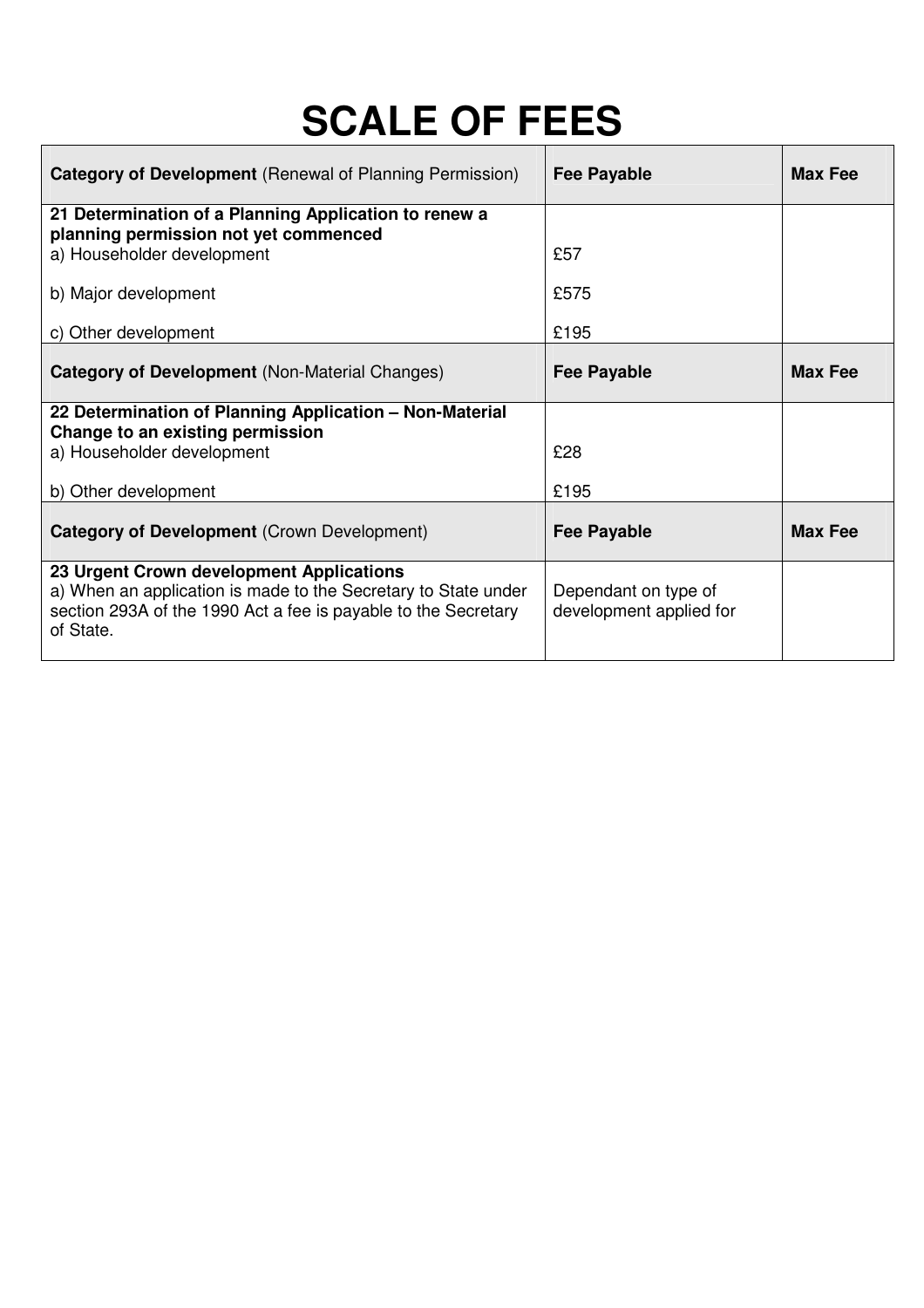# SCALE OF FEES

| **Category of Development** (Renewal of Planning Permission) | **Fee Payable** | **Max Fee** |
|---|---|---|
| **21 Determination of a Planning Application to renew a planning permission not yet commenced** | | |
| a) Householder development | £57 | |
| b) Major development | £575 | |
| c) Other development | £195 | |
| **Category of Development** (Non-Material Changes) | **Fee Payable** | **Max Fee** |
| **22 Determination of Planning Application – Non-Material Change to an existing permission** | | |
| a) Householder development | £28 | |
| b) Other development | £195 | |
| **Category of Development** (Crown Development) | **Fee Payable** | **Max Fee** |
| **23 Urgent Crown development Applications** | | |
| a) When an application is made to the Secretary to State under section 293A of the 1990 Act a fee is payable to the Secretary of State. | Dependant on type of development applied for | |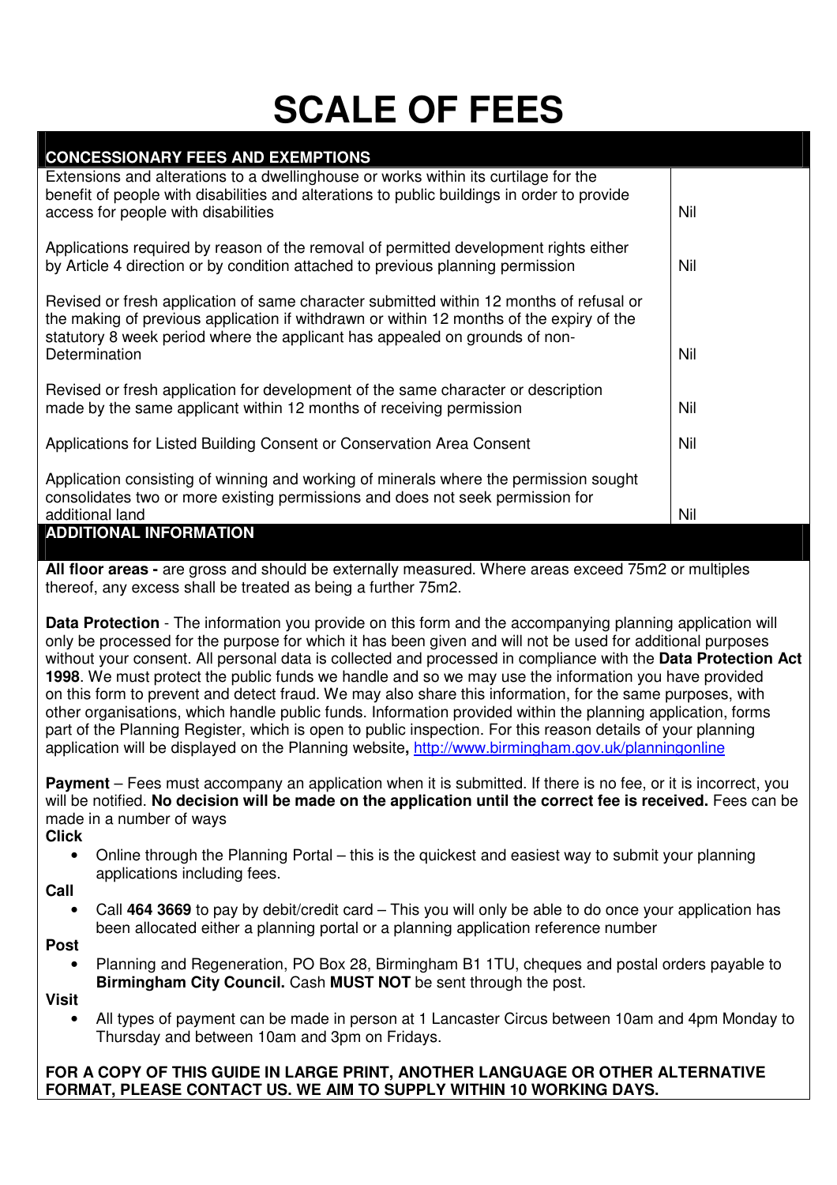# SCALE OF FEES

| CONCESSIONARY FEES AND EXEMPTIONS | |
|---|---|
| Extensions and alterations to a dwellinghouse or works within its curtilage for the benefit of people with disabilities and alterations to public buildings in order to provide access for people with disabilities | Nil |
| Applications required by reason of the removal of permitted development rights either by Article 4 direction or by condition attached to previous planning permission | Nil |
| Revised or fresh application of same character submitted within 12 months of refusal or the making of previous application if withdrawn or within 12 months of the expiry of the statutory 8 week period where the applicant has appealed on grounds of non-Determination | Nil |
| Revised or fresh application for development of the same character or description made by the same applicant within 12 months of receiving permission | Nil |
| Applications for Listed Building Consent or Conservation Area Consent | Nil |
| Application consisting of winning and working of minerals where the permission sought consolidates two or more existing permissions and does not seek permission for additional land | Nil |

## ADDITIONAL INFORMATION

**All floor areas -** are gross and should be externally measured. Where areas exceed 75m2 or multiples thereof, any excess shall be treated as being a further 75m2.

**Data Protection** - The information you provide on this form and the accompanying planning application will only be processed for the purpose for which it has been given and will not be used for additional purposes without your consent. All personal data is collected and processed in compliance with the **Data Protection Act 1998**. We must protect the public funds we handle and so we may use the information you have provided on this form to prevent and detect fraud. We may also share this information, for the same purposes, with other organisations, which handle public funds. Information provided within the planning application, forms part of the Planning Register, which is open to public inspection. For this reason details of your planning application will be displayed on the Planning website**,** http://www.birmingham.gov.uk/planningonline

**Payment** – Fees must accompany an application when it is submitted. If there is no fee, or it is incorrect, you will be notified. **No decision will be made on the application until the correct fee is received.** Fees can be made in a number of ways

**Click**

- Online through the Planning Portal – this is the quickest and easiest way to submit your planning applications including fees.

**Call**

- Call **464 3669** to pay by debit/credit card – This you will only be able to do once your application has been allocated either a planning portal or a planning application reference number

**Post**

- Planning and Regeneration, PO Box 28, Birmingham B1 1TU, cheques and postal orders payable to **Birmingham City Council.** Cash **MUST NOT** be sent through the post.

**Visit**

- All types of payment can be made in person at 1 Lancaster Circus between 10am and 4pm Monday to Thursday and between 10am and 3pm on Fridays.

**FOR A COPY OF THIS GUIDE IN LARGE PRINT, ANOTHER LANGUAGE OR OTHER ALTERNATIVE FORMAT, PLEASE CONTACT US. WE AIM TO SUPPLY WITHIN 10 WORKING DAYS.**